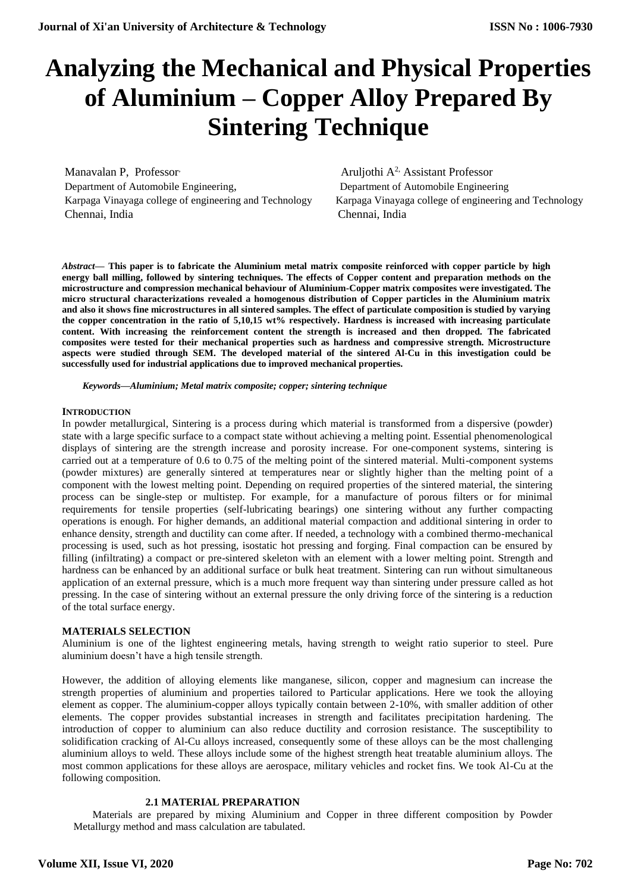# Analyzing the Mechanical and Physical Properties of Aluminium – Copper Alloy Prepared By Sintering Technique

Manavalan P, Professor
Department of Automobile Engineering,
Karpaga Vinayaga college of engineering and Technology
Chennai, India

Aruljothi A[2], Assistant Professor
Department of Automobile Engineering
Karpaga Vinayaga college of engineering and Technology
Chennai, India

***Abstract*— This paper is to fabricate the Aluminium metal matrix composite reinforced with copper particle by high energy ball milling, followed by sintering techniques. The effects of Copper content and preparation methods on the microstructure and compression mechanical behaviour of Aluminium-Copper matrix composites were investigated. The micro structural characterizations revealed a homogenous distribution of Copper particles in the Aluminium matrix and also it shows fine microstructures in all sintered samples. The effect of particulate composition is studied by varying the copper concentration in the ratio of 5,10,15 wt% respectively. Hardness is increased with increasing particulate content. With increasing the reinforcement content the strength is increased and then dropped. The fabricated composites were tested for their mechanical properties such as hardness and compressive strength. Microstructure aspects were studied through SEM. The developed material of the sintered Al-Cu in this investigation could be successfully used for industrial applications due to improved mechanical properties.**

***Keywords—Aluminium; Metal matrix composite; copper; sintering technique***

## INTRODUCTION

In powder metallurgical, Sintering is a process during which material is transformed from a dispersive (powder) state with a large specific surface to a compact state without achieving a melting point. Essential phenomenological displays of sintering are the strength increase and porosity increase. For one-component systems, sintering is carried out at a temperature of 0.6 to 0.75 of the melting point of the sintered material. Multi-component systems (powder mixtures) are generally sintered at temperatures near or slightly higher than the melting point of a component with the lowest melting point. Depending on required properties of the sintered material, the sintering process can be single-step or multistep. For example, for a manufacture of porous filters or for minimal requirements for tensile properties (self-lubricating bearings) one sintering without any further compacting operations is enough. For higher demands, an additional material compaction and additional sintering in order to enhance density, strength and ductility can come after. If needed, a technology with a combined thermo-mechanical processing is used, such as hot pressing, isostatic hot pressing and forging. Final compaction can be ensured by filling (infiltrating) a compact or pre-sintered skeleton with an element with a lower melting point. Strength and hardness can be enhanced by an additional surface or bulk heat treatment. Sintering can run without simultaneous application of an external pressure, which is a much more frequent way than sintering under pressure called as hot pressing. In the case of sintering without an external pressure the only driving force of the sintering is a reduction of the total surface energy.

## MATERIALS SELECTION

Aluminium is one of the lightest engineering metals, having strength to weight ratio superior to steel. Pure aluminium doesn't have a high tensile strength.

However, the addition of alloying elements like manganese, silicon, copper and magnesium can increase the strength properties of aluminium and properties tailored to Particular applications. Here we took the alloying element as copper. The aluminium-copper alloys typically contain between 2-10%, with smaller addition of other elements. The copper provides substantial increases in strength and facilitates precipitation hardening. The introduction of copper to aluminium can also reduce ductility and corrosion resistance. The susceptibility to solidification cracking of Al-Cu alloys increased, consequently some of these alloys can be the most challenging aluminium alloys to weld. These alloys include some of the highest strength heat treatable aluminium alloys. The most common applications for these alloys are aerospace, military vehicles and rocket fins. We took Al-Cu at the following composition.

### 2.1 MATERIAL PREPARATION

Materials are prepared by mixing Aluminium and Copper in three different composition by Powder Metallurgy method and mass calculation are tabulated.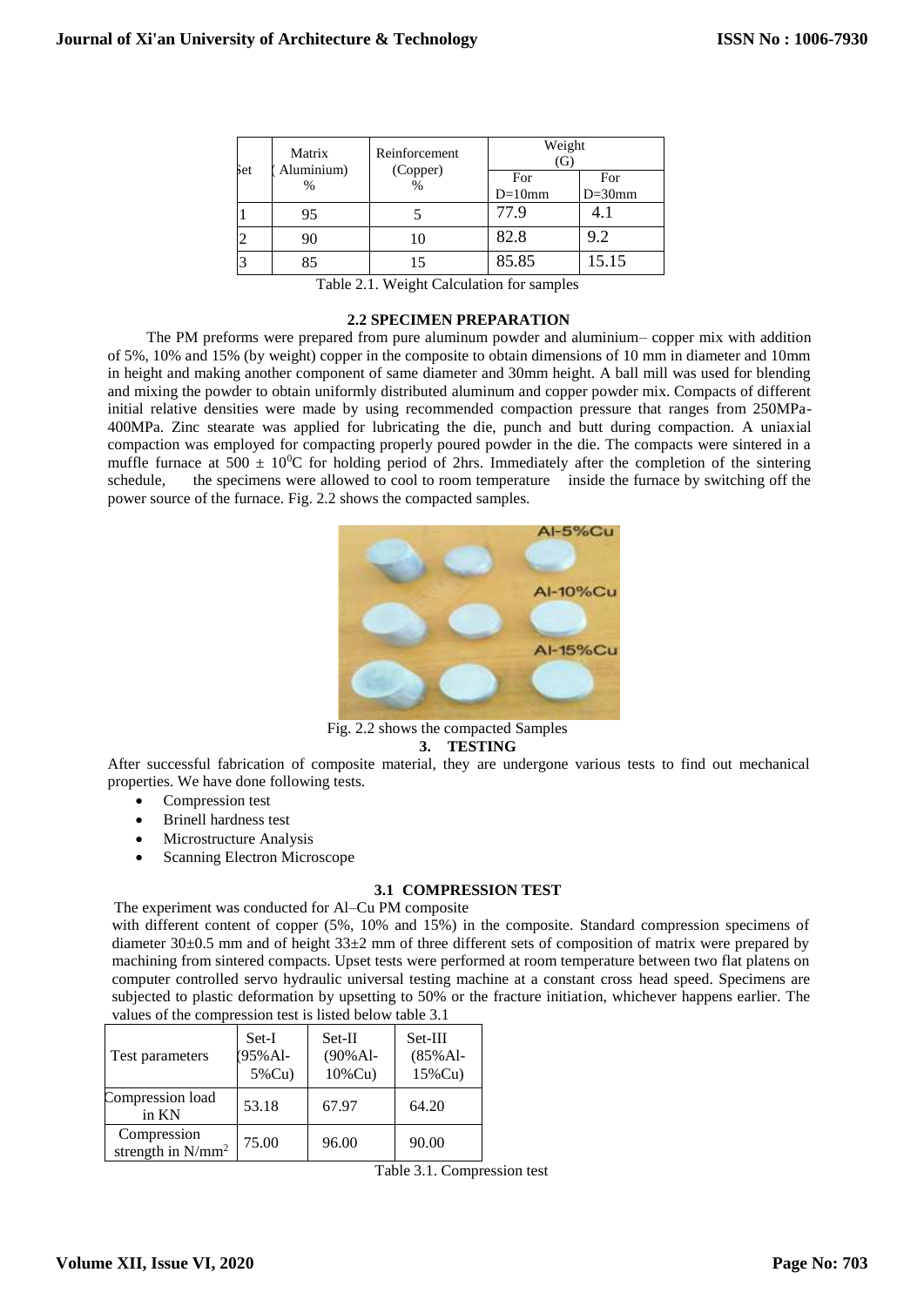| Set | Matrix (Aluminium) % | Reinforcement (Copper) % | Weight (G) | |
|---|---|---|---|---|
| | | | For D=10mm | For D=30mm |
| 1 | 95 | 5 | 77.9 | 4.1 |
| 2 | 90 | 10 | 82.8 | 9.2 |
| 3 | 85 | 15 | 85.85 | 15.15 |

Table 2.1. Weight Calculation for samples

### 2.2 SPECIMEN PREPARATION

The PM preforms were prepared from pure aluminum powder and aluminium– copper mix with addition of 5%, 10% and 15% (by weight) copper in the composite to obtain dimensions of 10 mm in diameter and 10mm in height and making another component of same diameter and 30mm height. A ball mill was used for blending and mixing the powder to obtain uniformly distributed aluminum and copper powder mix. Compacts of different initial relative densities were made by using recommended compaction pressure that ranges from 250MPa-400MPa. Zinc stearate was applied for lubricating the die, punch and butt during compaction. A uniaxial compaction was employed for compacting properly poured powder in the die. The compacts were sintered in a muffle furnace at $500 \pm 10^0$C for holding period of 2hrs. Immediately after the completion of the sintering schedule, the specimens were allowed to cool to room temperature inside the furnace by switching off the power source of the furnace. Fig. 2.2 shows the compacted samples.

Al-5%Cu

Al-10%Cu

Al-15%Cu

Fig. 2.2 shows the compacted Samples

## 3. TESTING

After successful fabrication of composite material, they are undergone various tests to find out mechanical properties. We have done following tests.

- Compression test
- Brinell hardness test
- Microstructure Analysis
- Scanning Electron Microscope

### 3.1 COMPRESSION TEST

The experiment was conducted for Al–Cu PM composite with different content of copper (5%, 10% and 15%) in the composite. Standard compression specimens of diameter 30±0.5 mm and of height 33±2 mm of three different sets of composition of matrix were prepared by machining from sintered compacts. Upset tests were performed at room temperature between two flat platens on computer controlled servo hydraulic universal testing machine at a constant cross head speed. Specimens are subjected to plastic deformation by upsetting to 50% or the fracture initiation, whichever happens earlier. The values of the compression test is listed below table 3.1

| Test parameters | Set-I (95%Al-5%Cu) | Set-II (90%Al-10%Cu) | Set-III (85%Al-15%Cu) |
|---|---|---|---|
| Compression load in KN | 53.18 | 67.97 | 64.20 |
| Compression strength in $N/mm^2$ | 75.00 | 96.00 | 90.00 |

Table 3.1. Compression test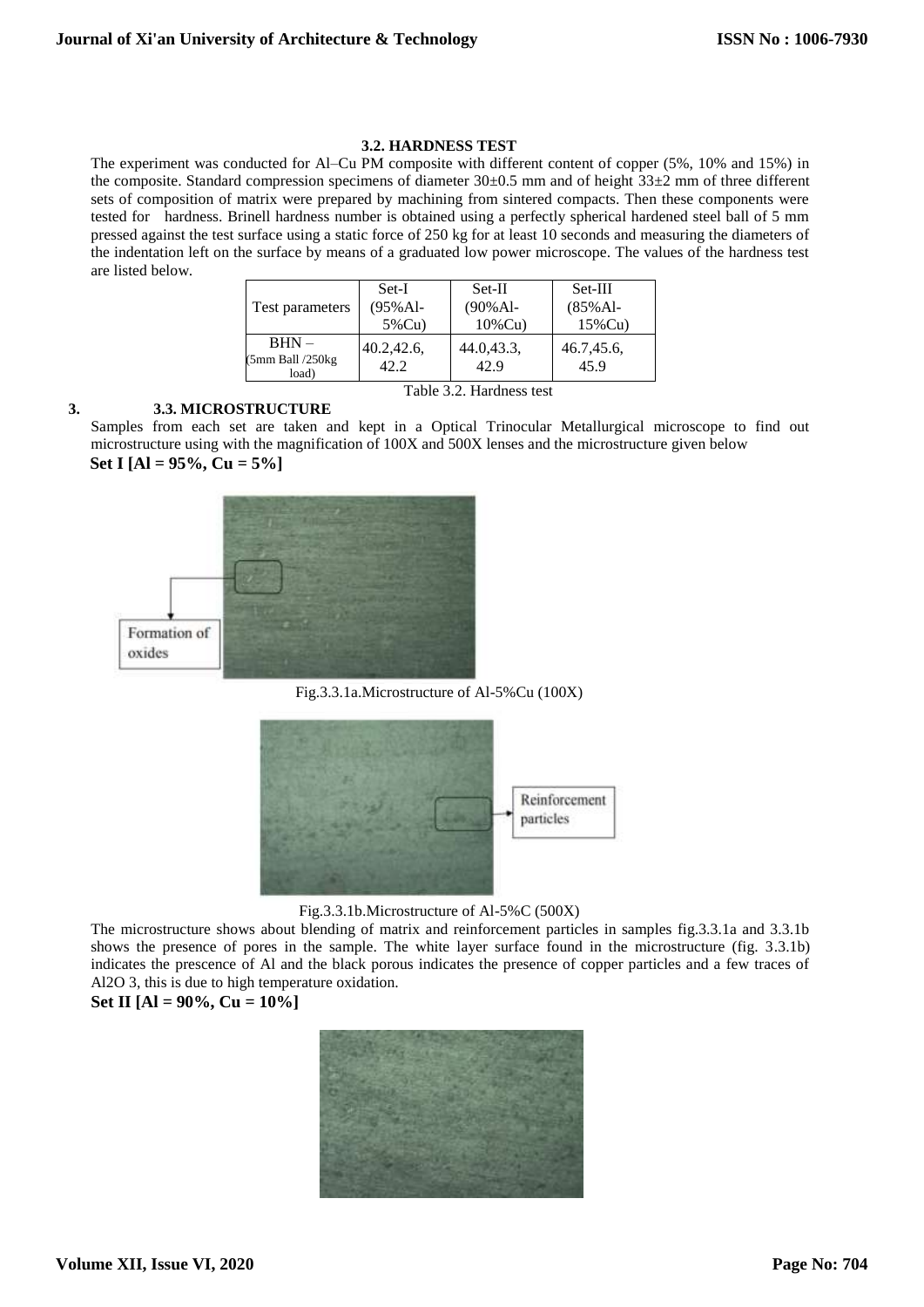### 3.2. HARDNESS TEST

The experiment was conducted for Al–Cu PM composite with different content of copper (5%, 10% and 15%) in the composite. Standard compression specimens of diameter 30±0.5 mm and of height 33±2 mm of three different sets of composition of matrix were prepared by machining from sintered compacts. Then these components were tested for hardness. Brinell hardness number is obtained using a perfectly spherical hardened steel ball of 5 mm pressed against the test surface using a static force of 250 kg for at least 10 seconds and measuring the diameters of the indentation left on the surface by means of a graduated low power microscope. The values of the hardness test are listed below.

| Test parameters | Set-I (95%Al-5%Cu) | Set-II (90%Al-10%Cu) | Set-III (85%Al-15%Cu) |
|---|---|---|---|
| BHN – (5mm Ball /250kg load) | 40.2,42.6, 42.2 | 44.0,43.3, 42.9 | 46.7,45.6, 45.9 |

Table 3.2. Hardness test

### 3. 3.3. MICROSTRUCTURE

Samples from each set are taken and kept in a Optical Trinocular Metallurgical microscope to find out microstructure using with the magnification of 100X and 500X lenses and the microstructure given below

**Set I [Al = 95%, Cu = 5%]**

Formation of oxides

Fig.3.3.1a.Microstructure of Al-5%Cu (100X)

Reinforcement particles

Fig.3.3.1b.Microstructure of Al-5%C (500X)

The microstructure shows about blending of matrix and reinforcement particles in samples fig.3.3.1a and 3.3.1b shows the presence of pores in the sample. The white layer surface found in the microstructure (fig. 3.3.1b) indicates the prescence of Al and the black porous indicates the presence of copper particles and a few traces of $Al_2O_3$, this is due to high temperature oxidation.

**Set II [Al = 90%, Cu = 10%]**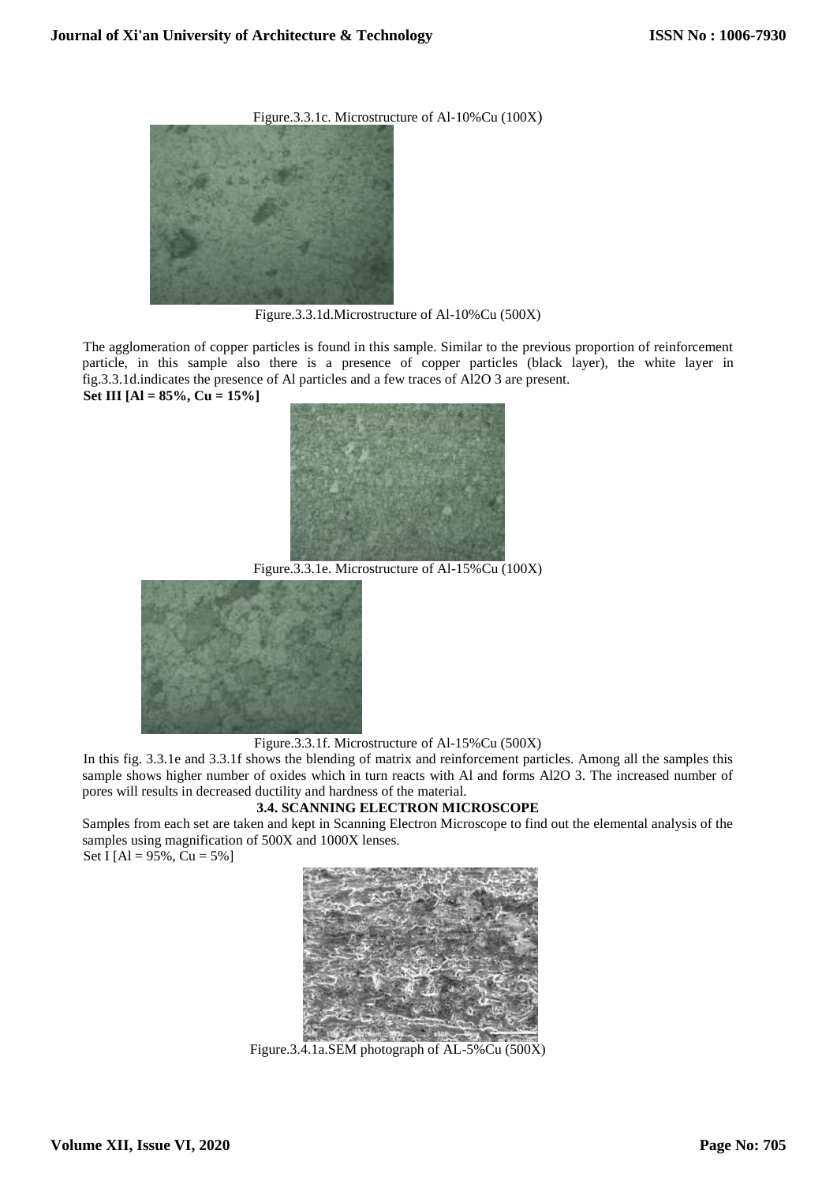Figure.3.3.1c. Microstructure of Al-10%Cu (100X)

Figure.3.3.1d.Microstructure of Al-10%Cu (500X)

The agglomeration of copper particles is found in this sample. Similar to the previous proportion of reinforcement particle, in this sample also there is a presence of copper particles (black layer), the white layer in fig.3.3.1d.indicates the presence of Al particles and a few traces of $Al_2O_3$ are present.

**Set III [Al = 85%, Cu = 15%]**

Figure.3.3.1e. Microstructure of Al-15%Cu (100X)

Figure.3.3.1f. Microstructure of Al-15%Cu (500X)

In this fig. 3.3.1e and 3.3.1f shows the blending of matrix and reinforcement particles. Among all the samples this sample shows higher number of oxides which in turn reacts with Al and forms $Al_2O_3$. The increased number of pores will results in decreased ductility and hardness of the material.

### 3.4. SCANNING ELECTRON MICROSCOPE

Samples from each set are taken and kept in Scanning Electron Microscope to find out the elemental analysis of the samples using magnification of 500X and 1000X lenses.

Set I [Al = 95%, Cu = 5%]

Figure.3.4.1a.SEM photograph of AL-5%Cu (500X)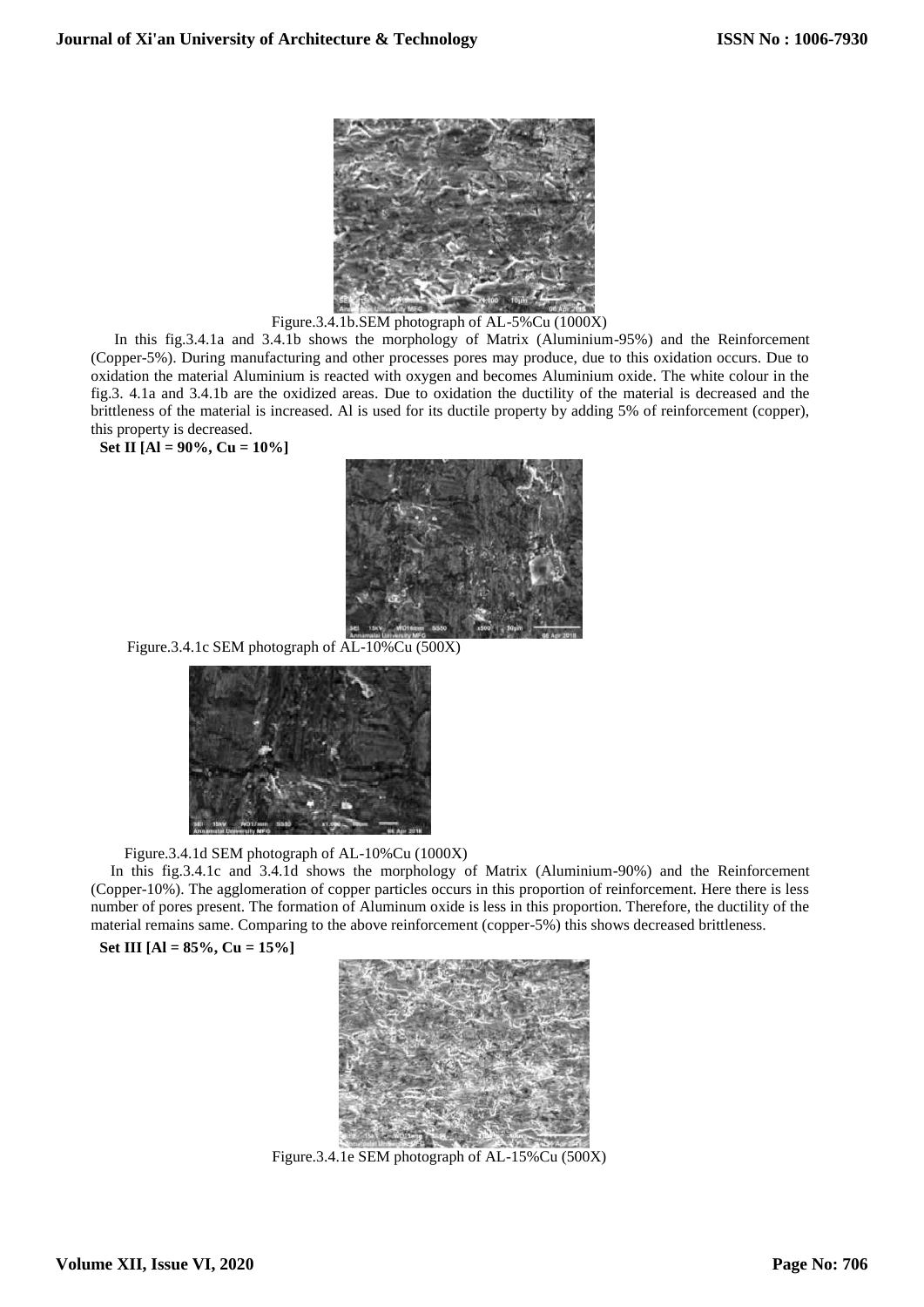Figure.3.4.1b.SEM photograph of AL-5%Cu (1000X)

In this fig.3.4.1a and 3.4.1b shows the morphology of Matrix (Aluminium-95%) and the Reinforcement (Copper-5%). During manufacturing and other processes pores may produce, due to this oxidation occurs. Due to oxidation the material Aluminium is reacted with oxygen and becomes Aluminium oxide. The white colour in the fig.3. 4.1a and 3.4.1b are the oxidized areas. Due to oxidation the ductility of the material is decreased and the brittleness of the material is increased. Al is used for its ductile property by adding 5% of reinforcement (copper), this property is decreased.

**Set II [Al = 90%, Cu = 10%]**

Figure.3.4.1c SEM photograph of AL-10%Cu (500X)

Figure.3.4.1d SEM photograph of AL-10%Cu (1000X)

In this fig.3.4.1c and 3.4.1d shows the morphology of Matrix (Aluminium-90%) and the Reinforcement (Copper-10%). The agglomeration of copper particles occurs in this proportion of reinforcement. Here there is less number of pores present. The formation of Aluminum oxide is less in this proportion. Therefore, the ductility of the material remains same. Comparing to the above reinforcement (copper-5%) this shows decreased brittleness.

**Set III [Al = 85%, Cu = 15%]**

Figure.3.4.1e SEM photograph of AL-15%Cu (500X)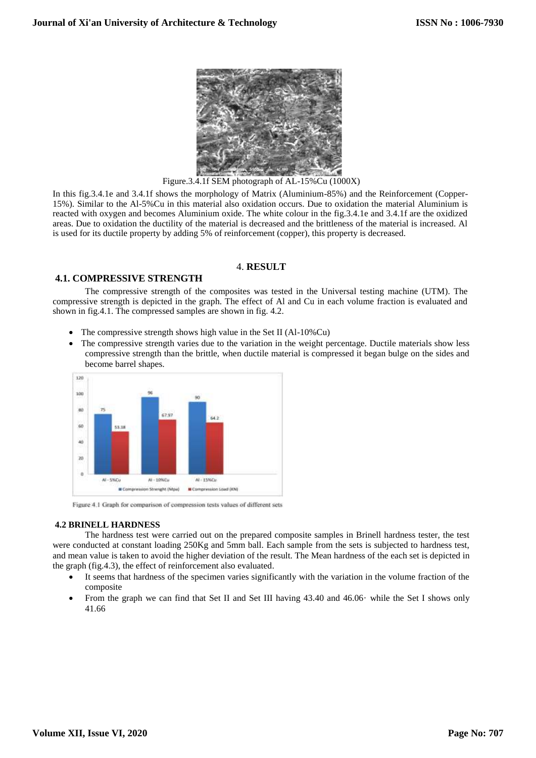Figure.3.4.1f SEM photograph of AL-15%Cu (1000X)

In this fig.3.4.1e and 3.4.1f shows the morphology of Matrix (Aluminium-85%) and the Reinforcement (Copper-15%). Similar to the Al-5%Cu in this material also oxidation occurs. Due to oxidation the material Aluminium is reacted with oxygen and becomes Aluminium oxide. The white colour in the fig.3.4.1e and 3.4.1f are the oxidized areas. Due to oxidation the ductility of the material is decreased and the brittleness of the material is increased. Al is used for its ductile property by adding 5% of reinforcement (copper), this property is decreased.

# 4. RESULT

## 4.1. COMPRESSIVE STRENGTH

The compressive strength of the composites was tested in the Universal testing machine (UTM). The compressive strength is depicted in the graph. The effect of Al and Cu in each volume fraction is evaluated and shown in fig.4.1. The compressed samples are shown in fig. 4.2.

- The compressive strength shows high value in the Set II (Al-10%Cu)
- The compressive strength varies due to the variation in the weight percentage. Ductile materials show less compressive strength than the brittle, when ductile material is compressed it began bulge on the sides and become barrel shapes.

120
100
80
60
40
20
0

75
53.18
96
67.97
90
64.2

Al - 5%Cu
Al - 10%Cu
Al - 15%Cu

Compression Strenght (Mpa)
Compression Load (KN)

Figure 4.1 Graph for comparison of compression tests values of different sets

## 4.2 BRINELL HARDNESS

The hardness test were carried out on the prepared composite samples in Brinell hardness tester, the test were conducted at constant loading 250Kg and 5mm ball. Each sample from the sets is subjected to hardness test, and mean value is taken to avoid the higher deviation of the result. The Mean hardness of the each set is depicted in the graph (fig.4.3), the effect of reinforcement also evaluated.

- It seems that hardness of the specimen varies significantly with the variation in the volume fraction of the composite
- From the graph we can find that Set II and Set III having 43.40 and 46.06· while the Set I shows only 41.66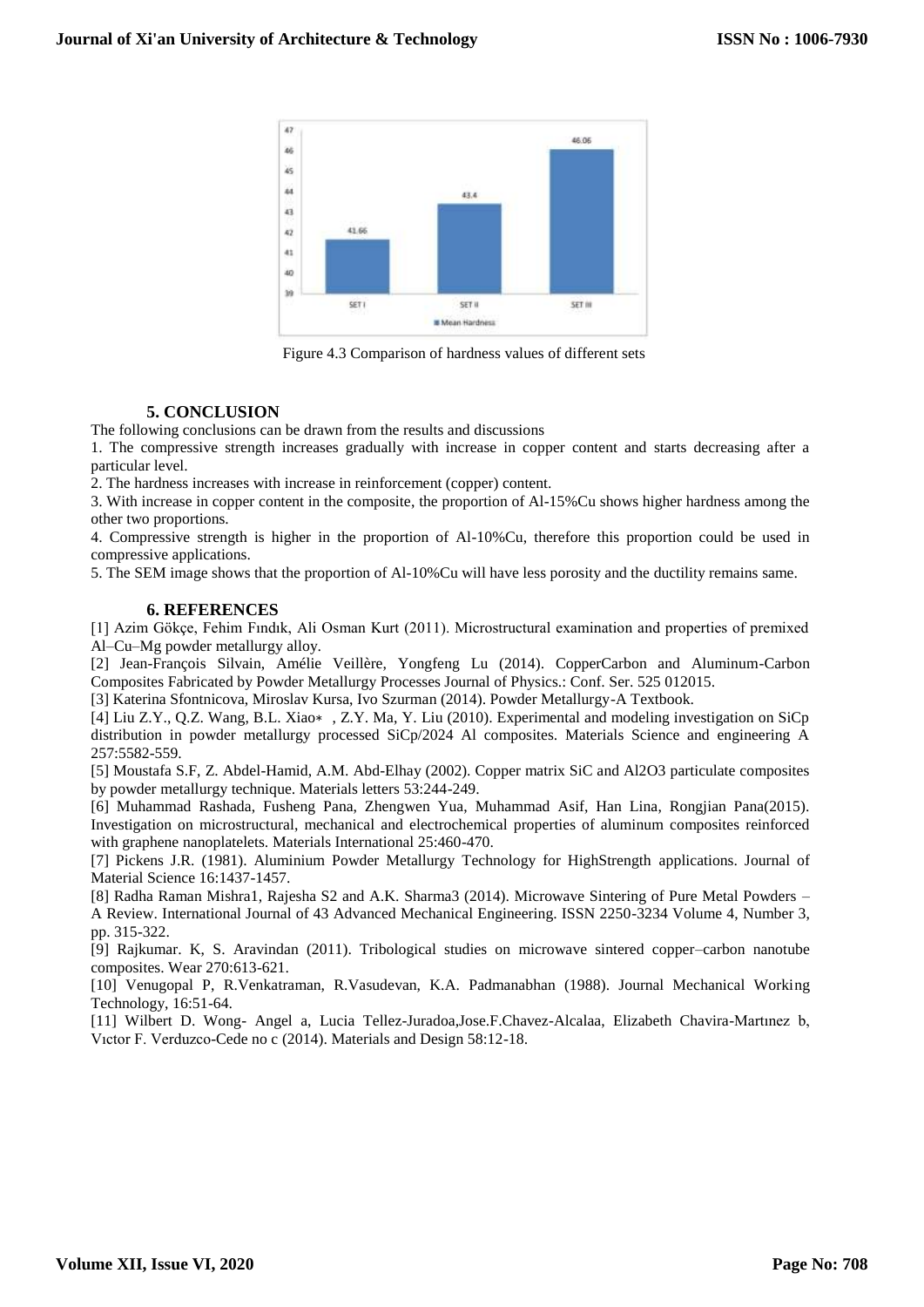47
46
45
44
43
42
41
40
39

46.06
43.4
41.66

SET I
SET II
SET III

Mean Hardness

Figure 4.3 Comparison of hardness values of different sets

## 5. CONCLUSION

The following conclusions can be drawn from the results and discussions

1. The compressive strength increases gradually with increase in copper content and starts decreasing after a particular level.
2. The hardness increases with increase in reinforcement (copper) content.
3. With increase in copper content in the composite, the proportion of Al-15%Cu shows higher hardness among the other two proportions.
4. Compressive strength is higher in the proportion of Al-10%Cu, therefore this proportion could be used in compressive applications.
5. The SEM image shows that the proportion of Al-10%Cu will have less porosity and the ductility remains same.

## 6. REFERENCES

[1] Azim Gökçe, Fehim Fındık, Ali Osman Kurt (2011). Microstructural examination and properties of premixed Al–Cu–Mg powder metallurgy alloy.

[2] Jean-François Silvain, Amélie Veillère, Yongfeng Lu (2014). CopperCarbon and Aluminum-Carbon Composites Fabricated by Powder Metallurgy Processes Journal of Physics.: Conf. Ser. 525 012015.

[3] Katerina Sfontnicova, Miroslav Kursa, Ivo Szurman (2014). Powder Metallurgy-A Textbook.

[4] Liu Z.Y., Q.Z. Wang, B.L. Xiao∗ , Z.Y. Ma, Y. Liu (2010). Experimental and modeling investigation on SiCp distribution in powder metallurgy processed SiCp/2024 Al composites. Materials Science and engineering A 257:5582-559.

[5] Moustafa S.F, Z. Abdel-Hamid, A.M. Abd-Elhay (2002). Copper matrix SiC and Al2O3 particulate composites by powder metallurgy technique. Materials letters 53:244-249.

[6] Muhammad Rashada, Fusheng Pana, Zhengwen Yua, Muhammad Asif, Han Lina, Rongjian Pana(2015). Investigation on microstructural, mechanical and electrochemical properties of aluminum composites reinforced with graphene nanoplatelets. Materials International 25:460-470.

[7] Pickens J.R. (1981). Aluminium Powder Metallurgy Technology for HighStrength applications. Journal of Material Science 16:1437-1457.

[8] Radha Raman Mishra1, Rajesha S2 and A.K. Sharma3 (2014). Microwave Sintering of Pure Metal Powders – A Review. International Journal of 43 Advanced Mechanical Engineering. ISSN 2250-3234 Volume 4, Number 3, pp. 315-322.

[9] Rajkumar. K, S. Aravindan (2011). Tribological studies on microwave sintered copper–carbon nanotube composites. Wear 270:613-621.

[10] Venugopal P, R.Venkatraman, R.Vasudevan, K.A. Padmanabhan (1988). Journal Mechanical Working Technology, 16:51-64.

[11] Wilbert D. Wong- Angel a, Lucia Tellez-Juradoa,Jose.F.Chavez-Alcalaa, Elizabeth Chavira-Martınez b, Vıctor F. Verduzco-Cede no c (2014). Materials and Design 58:12-18.